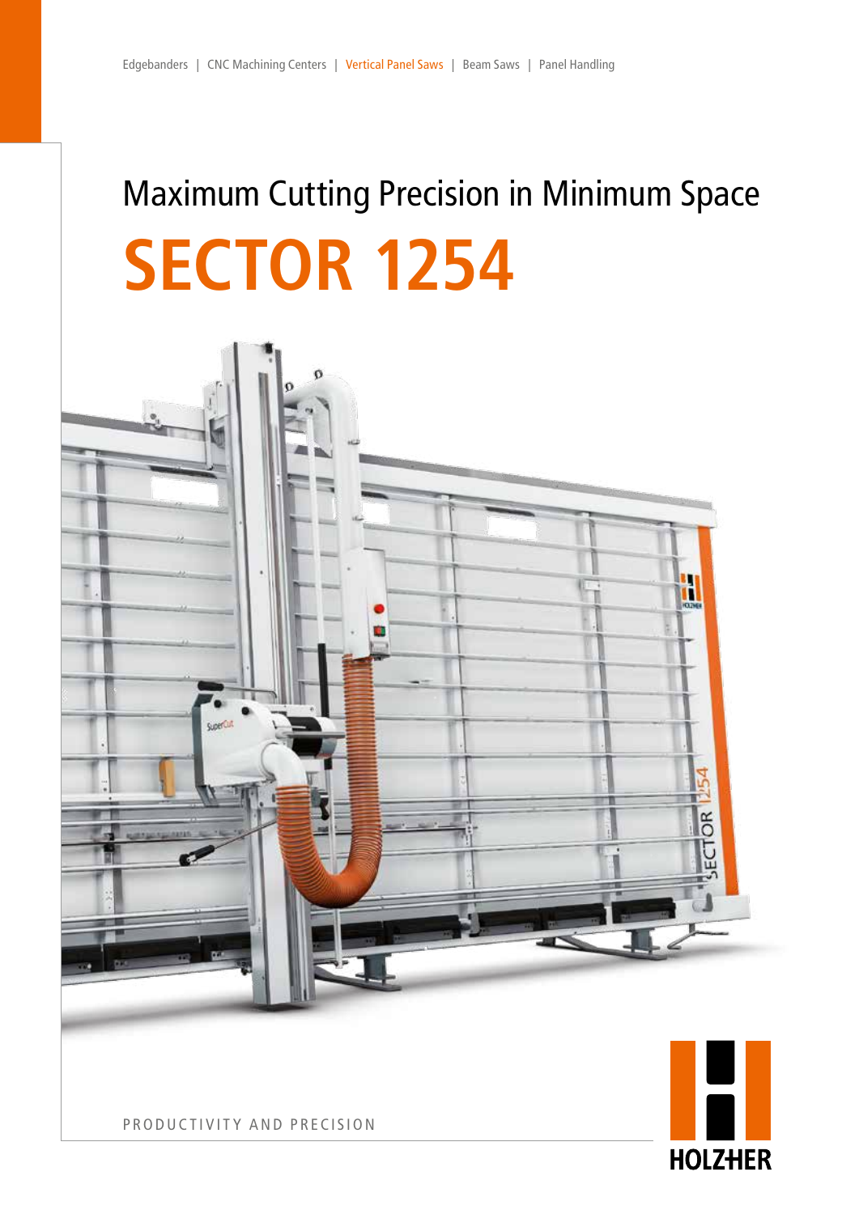Edgebanders | CNC Machining Centers | Vertical Panel Saws | Beam Saws | Panel Handling

Maximum Cutting Precision in Minimum Space

# SECTOR 1254

PRODUCTIVITY AND PRECISION

HOLZHER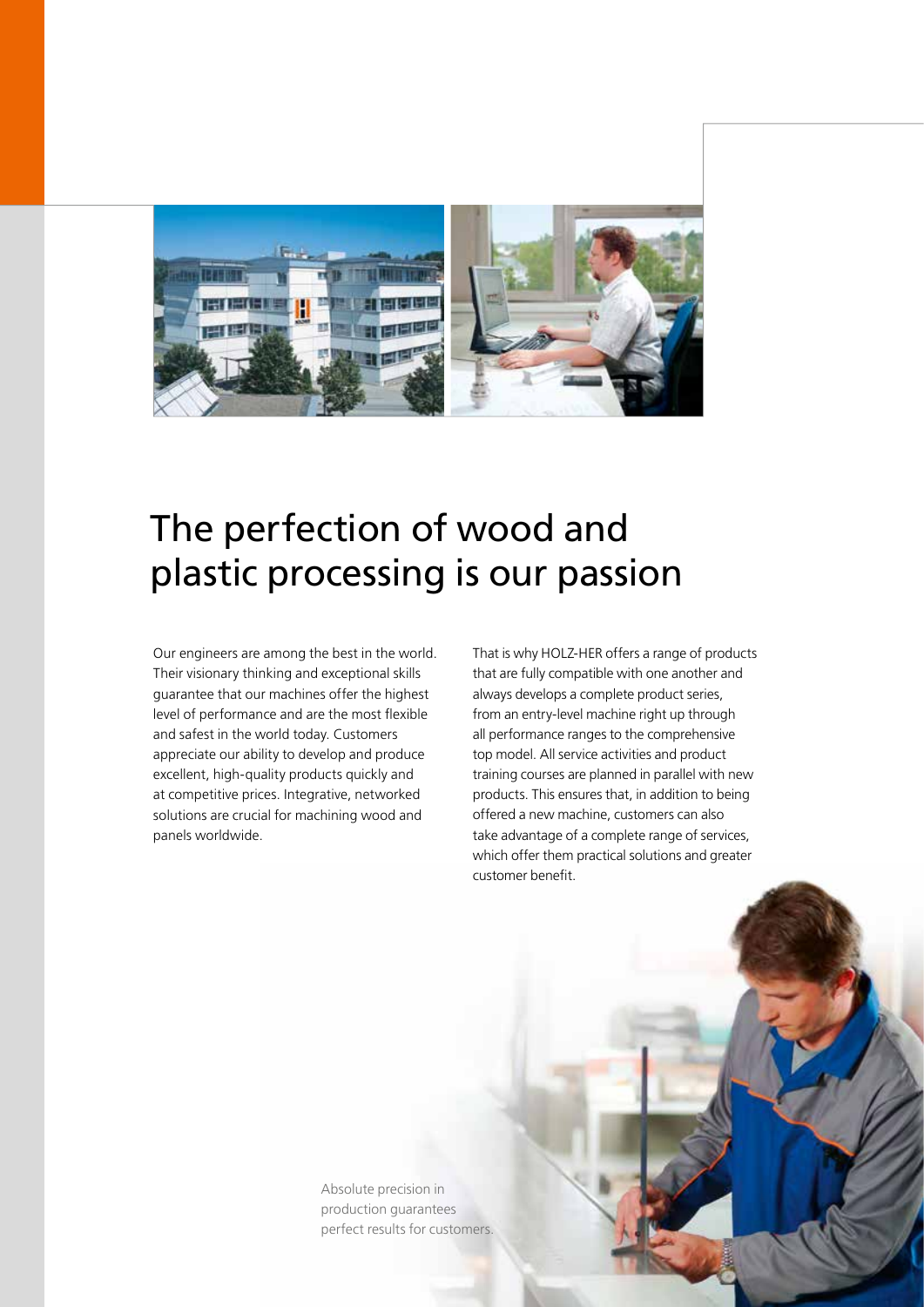# The perfection of wood and plastic processing is our passion

Our engineers are among the best in the world. Their visionary thinking and exceptional skills guarantee that our machines offer the highest level of performance and are the most flexible and safest in the world today. Customers appreciate our ability to develop and produce excellent, high-quality products quickly and at competitive prices. Integrative, networked solutions are crucial for machining wood and panels worldwide.

That is why HOLZ-HER offers a range of products that are fully compatible with one another and always develops a complete product series, from an entry-level machine right up through all performance ranges to the comprehensive top model. All service activities and product training courses are planned in parallel with new products. This ensures that, in addition to being offered a new machine, customers can also take advantage of a complete range of services, which offer them practical solutions and greater customer benefit.

Absolute precision in production guarantees perfect results for customers.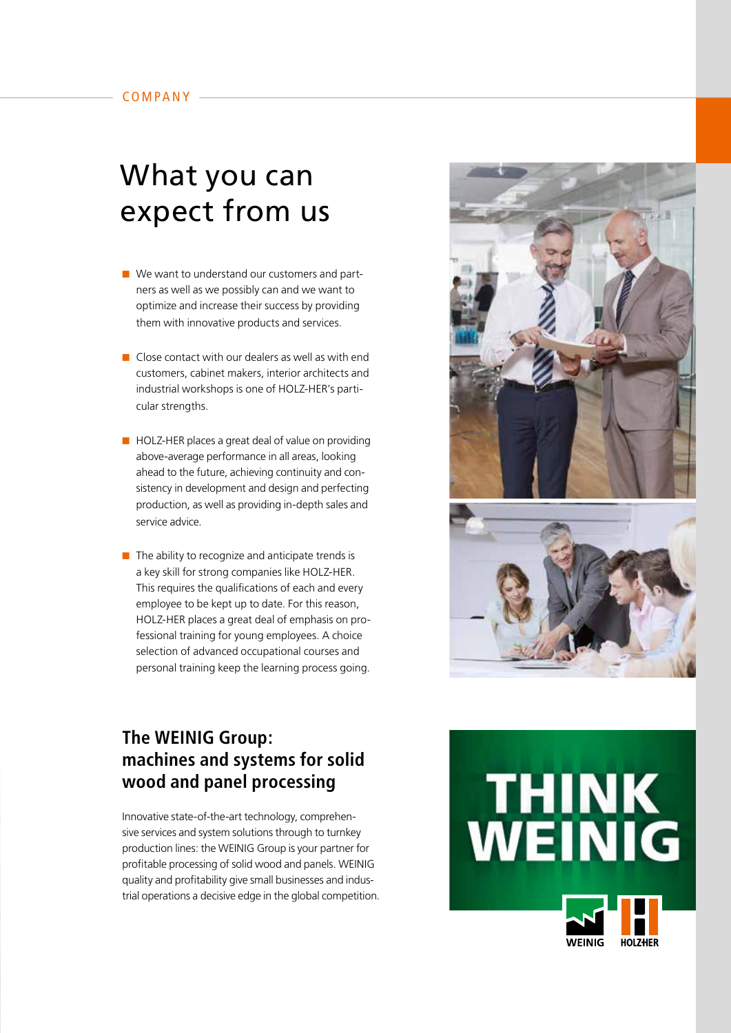COMPANY

# What you can expect from us

- We want to understand our customers and partners as well as we possibly can and we want to optimize and increase their success by providing them with innovative products and services.
- Close contact with our dealers as well as with end customers, cabinet makers, interior architects and industrial workshops is one of HOLZ-HER's particular strengths.
- HOLZ-HER places a great deal of value on providing above-average performance in all areas, looking ahead to the future, achieving continuity and consistency in development and design and perfecting production, as well as providing in-depth sales and service advice.
- The ability to recognize and anticipate trends is a key skill for strong companies like HOLZ-HER. This requires the qualifications of each and every employee to be kept up to date. For this reason, HOLZ-HER places a great deal of emphasis on professional training for young employees. A choice selection of advanced occupational courses and personal training keep the learning process going.

## The WEINIG Group: machines and systems for solid wood and panel processing

Innovative state-of-the-art technology, comprehensive services and system solutions through to turnkey production lines: the WEINIG Group is your partner for profitable processing of solid wood and panels. WEINIG quality and profitability give small businesses and industrial operations a decisive edge in the global competition.

THINK WEINIG

WEINIG HOLZ-HER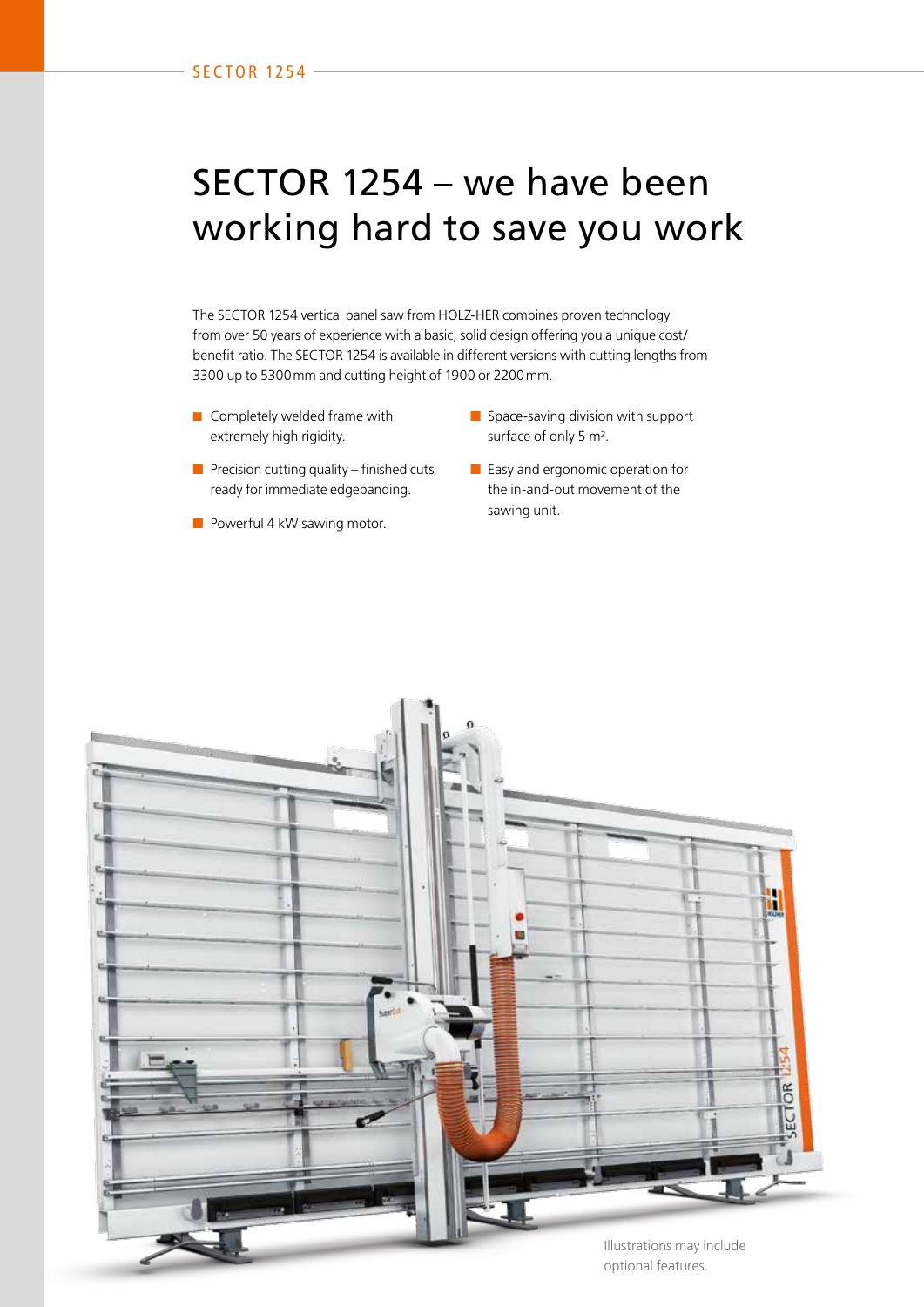# SECTOR 1254 – we have been working hard to save you work

The SECTOR 1254 vertical panel saw from HOLZ-HER combines proven technology from over 50 years of experience with a basic, solid design offering you a unique cost/benefit ratio. The SECTOR 1254 is available in different versions with cutting lengths from 3300 up to 5300 mm and cutting height of 1900 or 2200 mm.

- Completely welded frame with extremely high rigidity.
- Precision cutting quality – finished cuts ready for immediate edgebanding.
- Powerful 4 kW sawing motor.
- Space-saving division with support surface of only 5 m².
- Easy and ergonomic operation for the in-and-out movement of the sawing unit.

Illustrations may include optional features.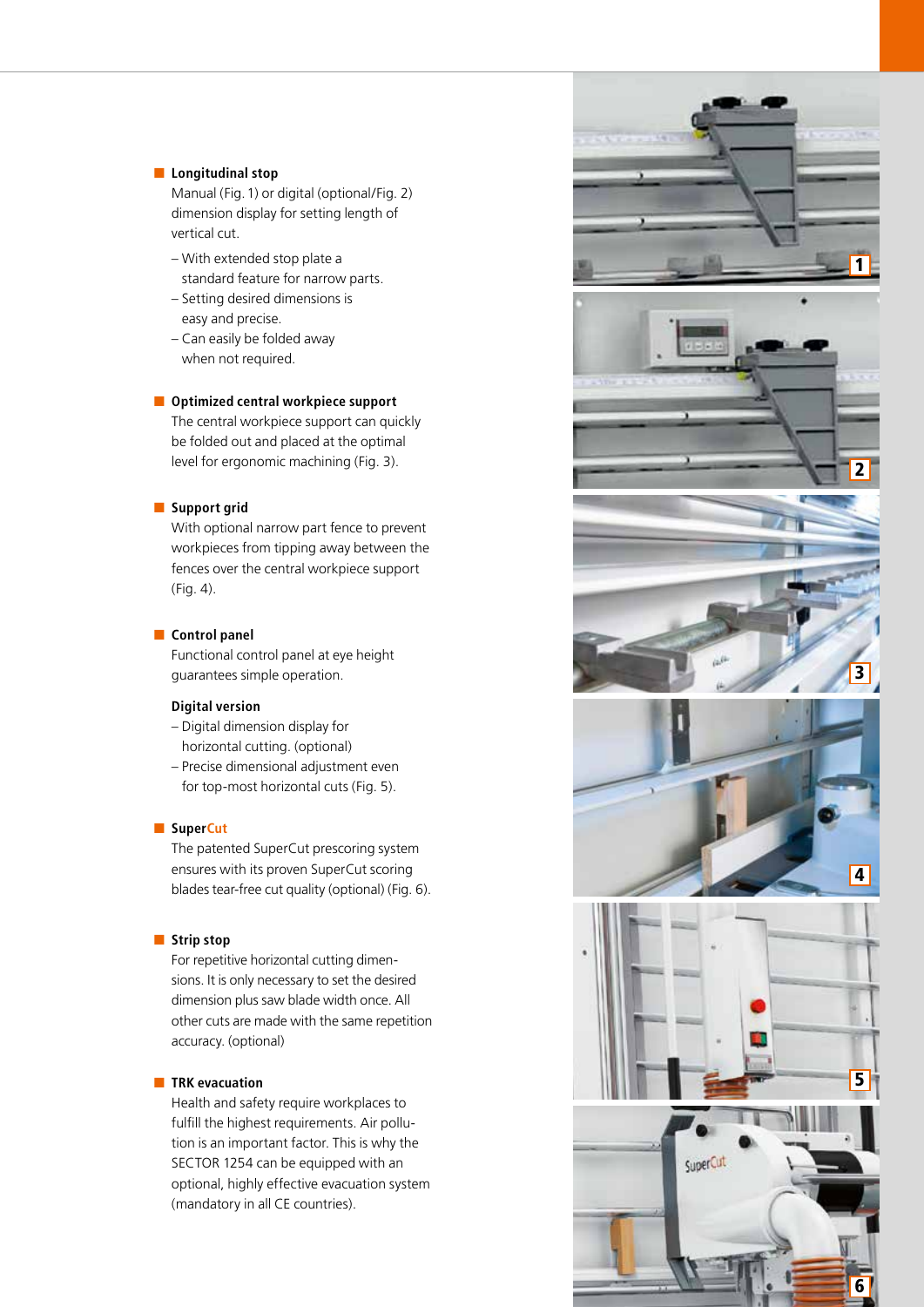- **Longitudinal stop**
  Manual (Fig. 1) or digital (optional/Fig. 2) dimension display for setting length of vertical cut.
  - With extended stop plate a standard feature for narrow parts.
  - Setting desired dimensions is easy and precise.
  - Can easily be folded away when not required.

- **Optimized central workpiece support**
  The central workpiece support can quickly be folded out and placed at the optimal level for ergonomic machining (Fig. 3).

- **Support grid**
  With optional narrow part fence to prevent workpieces from tipping away between the fences over the central workpiece support (Fig. 4).

- **Control panel**
  Functional control panel at eye height guarantees simple operation.

  **Digital version**
  - Digital dimension display for horizontal cutting. (optional)
  - Precise dimensional adjustment even for top-most horizontal cuts (Fig. 5).

- **SuperCut**
  The patented SuperCut prescoring system ensures with its proven SuperCut scoring blades tear-free cut quality (optional) (Fig. 6).

- **Strip stop**
  For repetitive horizontal cutting dimensions. It is only necessary to set the desired dimension plus saw blade width once. All other cuts are made with the same repetition accuracy. (optional)

- **TRK evacuation**
  Health and safety require workplaces to fulfill the highest requirements. Air pollution is an important factor. This is why the SECTOR 1254 can be equipped with an optional, highly effective evacuation system (mandatory in all CE countries).

1

2

3

4

5

6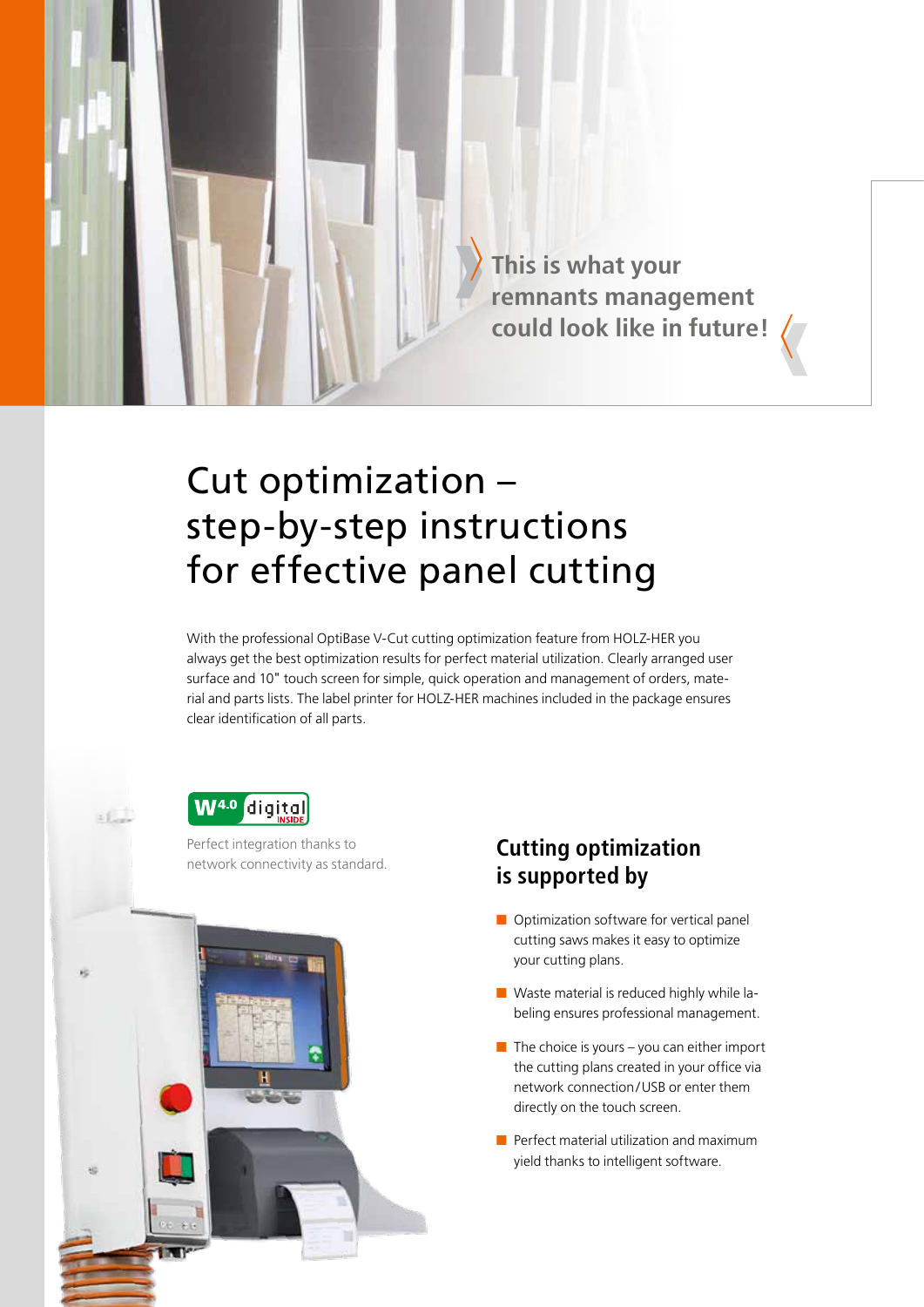This is what your remnants management could look like in future!

# Cut optimization – step-by-step instructions for effective panel cutting

With the professional OptiBase V-Cut cutting optimization feature from HOLZ-HER you always get the best optimization results for perfect material utilization. Clearly arranged user surface and 10" touch screen for simple, quick operation and management of orders, material and parts lists. The label printer for HOLZ-HER machines included in the package ensures clear identification of all parts.

W4.0 digital INSIDE

Perfect integration thanks to network connectivity as standard.

## Cutting optimization is supported by

- Optimization software for vertical panel cutting saws makes it easy to optimize your cutting plans.
- Waste material is reduced highly while labeling ensures professional management.
- The choice is yours – you can either import the cutting plans created in your office via network connection/USB or enter them directly on the touch screen.
- Perfect material utilization and maximum yield thanks to intelligent software.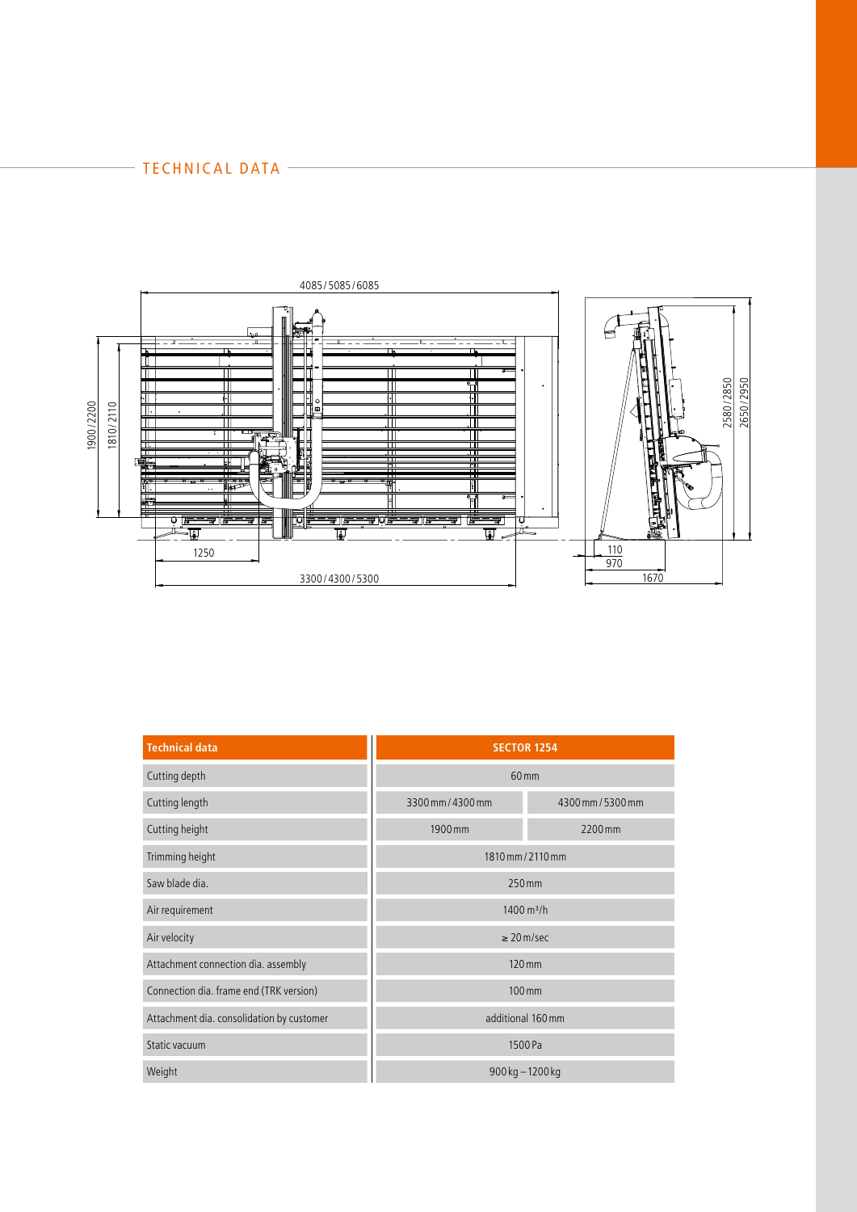## TECHNICAL DATA

| Technical data | SECTOR 1254 | |
|---|---|---|
| Cutting depth | 60 mm | |
| Cutting length | 3300 mm / 4300 mm | 4300 mm / 5300 mm |
| Cutting height | 1900 mm | 2200 mm |
| Trimming height | 1810 mm / 2110 mm | |
| Saw blade dia. | 250 mm | |
| Air requirement | 1400 m³/h | |
| Air velocity | ≥ 20 m/sec | |
| Attachment connection dia. assembly | 120 mm | |
| Connection dia. frame end (TRK version) | 100 mm | |
| Attachment dia. consolidation by customer | additional 160 mm | |
| Static vacuum | 1500 Pa | |
| Weight | 900 kg – 1200 kg | |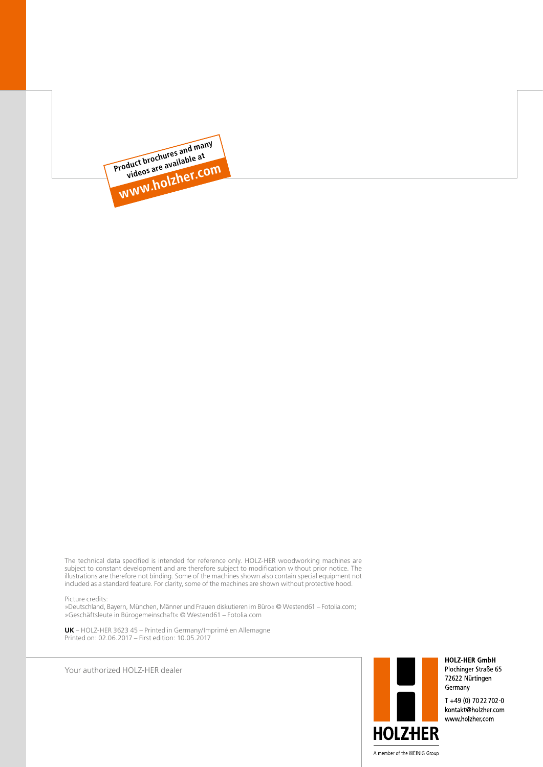Product brochures and many videos are available at
www.holzher.com

The technical data specified is intended for reference only. HOLZ-HER woodworking machines are subject to constant development and are therefore subject to modification without prior notice. The illustrations are therefore not binding. Some of the machines shown also contain special equipment not included as a standard feature. For clarity, some of the machines are shown without protective hood.

Picture credits:
»Deutschland, Bayern, München, Männer und Frauen diskutieren im Büro« © Westend61 – Fotolia.com;
»Geschäftsleute in Bürogemeinschaft« © Westend61 – Fotolia.com

**UK** – HOLZ-HER 3623 45 – Printed in Germany/Imprimé en Allemagne
Printed on: 02.06.2017 – First edition: 10.05.2017

Your authorized HOLZ-HER dealer

HOLZHER

A member of the WEINIG Group

**HOLZ-HER GmbH**
Plochinger Straße 65
72622 Nürtingen
Germany

T +49 (0) 70 22 702-0
kontakt@holzher.com
www.holzher.com